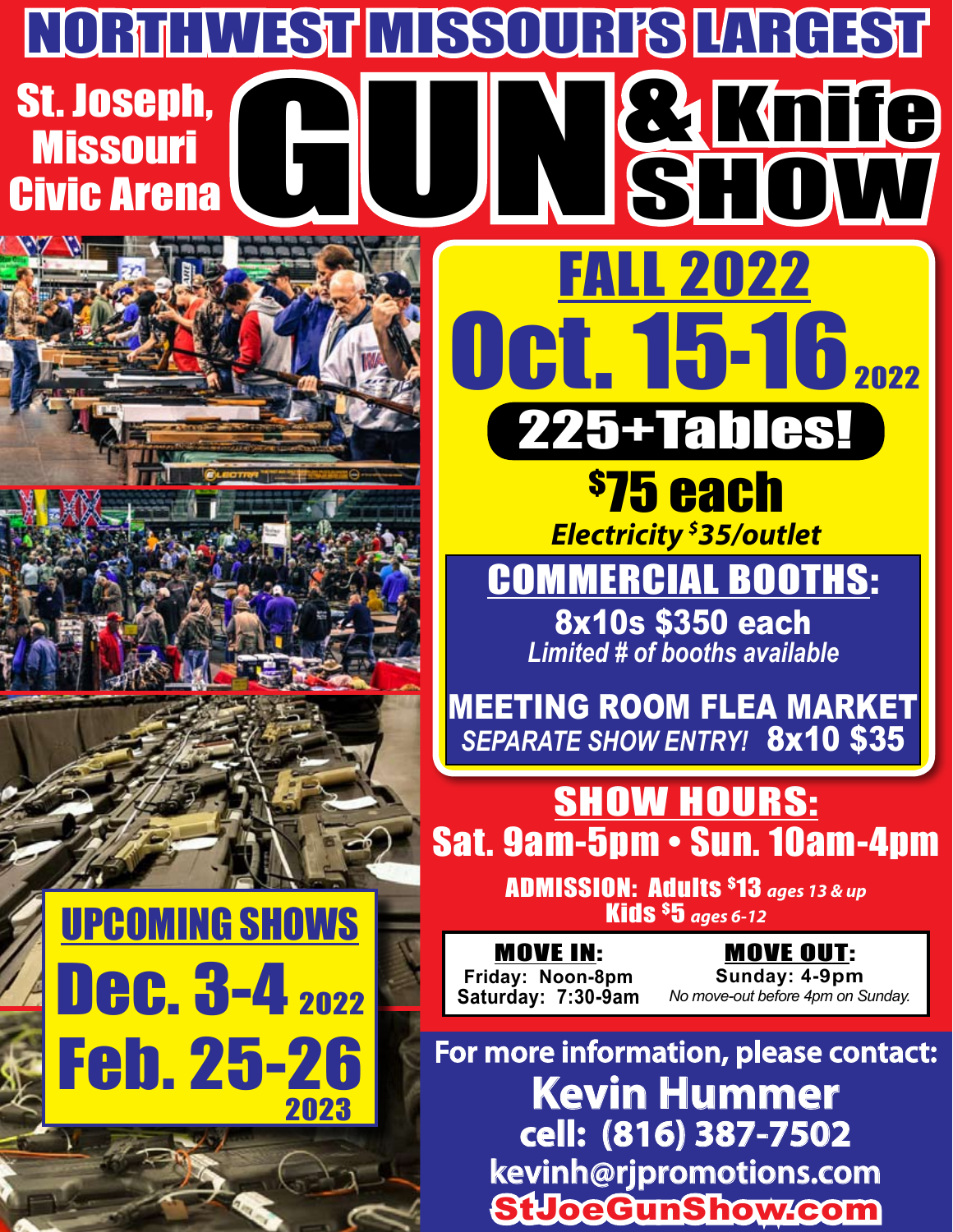# NORTHWEST MISSOURI'S LARGEST

**St. Joseph, Missouri Civic Arena**

# GUN & Knife SHOW

## FALL 2022

# Oct. 15-16 2022

**225+Tables!**

**$75 each**

*Electricity $35/outlet*

## COMMERCIAL BOOTHS:

**8x10s $350 each**

*Limited # of booths available*

**MEETING ROOM FLEA MARKET**

*SEPARATE SHOW ENTRY!* **8x10 $35**

## SHOW HOURS:

**Sat. 9am-5pm • Sun. 10am-4pm**

**ADMISSION: Adults $13** *ages 13 & up*
**Kids $5** *ages 6-12*

| MOVE IN: | MOVE OUT: |
|---|---|
| Friday: Noon-8pm | Sunday: 4-9pm |
| Saturday: 7:30-9am | *No move-out before 4pm on Sunday.* |

## UPCOMING SHOWS

**Dec. 3-4 2022**

**Feb. 25-26 2023**

For more information, please contact:

**Kevin Hummer**
cell: (816) 387-7502
kevinh@rjpromotions.com
StJoeGunShow.com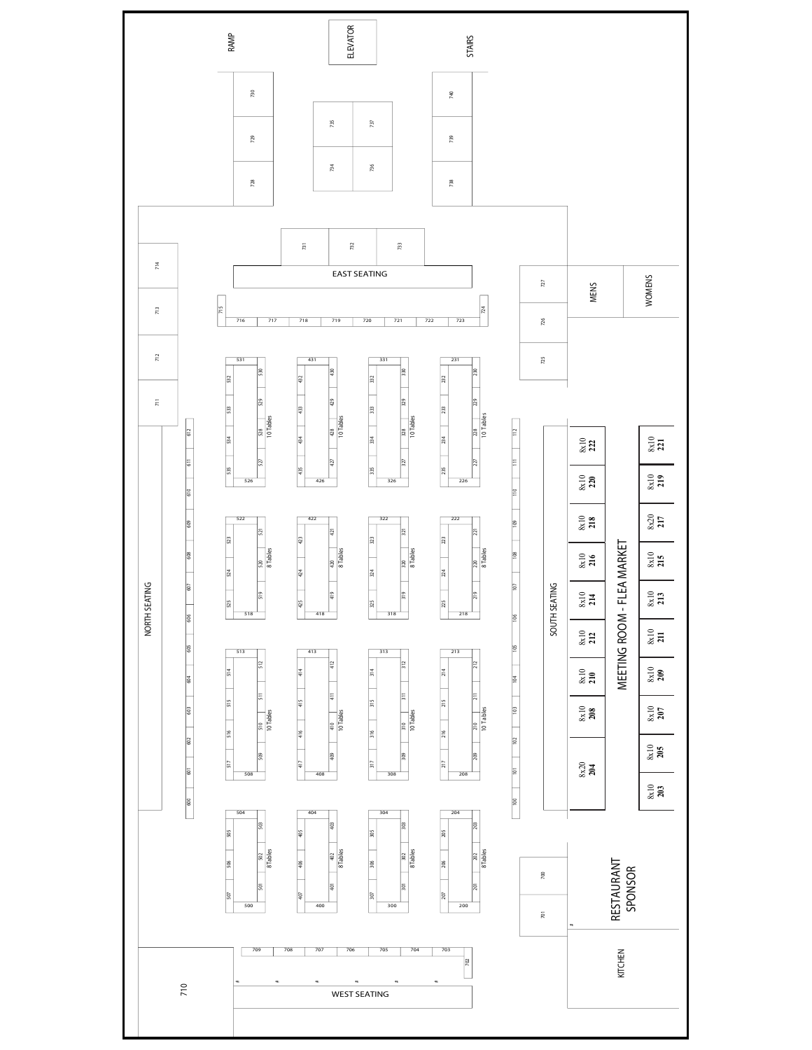RAMP

ELEVATOR

STAIRS

730 | 729 | 728

735 | 737
734 | 736

740 | 739 | 738

731 | 732 | 733

EAST SEATING

715 | 716 | 717 | 718 | 719 | 720 | 721 | 722 | 723 | 724

727 | 726 | 725

MENS

WOMENS

714 | 713 | 712 | 711

NORTH SEATING

612 | 611 | 610 | 609 | 608 | 607 | 606 | 605 | 604 | 603 | 602 | 601 | 600

531 | 532 | 533 | 534 | 535 | 530 | 529 | 528 | 527 | 526 — 10 Tables

431 | 432 | 433 | 434 | 435 | 430 | 429 | 428 | 427 | 426 — 10 Tables

331 | 332 | 333 | 334 | 335 | 330 | 329 | 328 | 327 | 326 — 10 Tables

231 | 232 | 233 | 234 | 235 | 230 | 229 | 228 | 227 | 226 — 10 Tables

522 | 523 | 524 | 525 | 521 | 520 | 519 | 518 — 8 Tables

422 | 423 | 424 | 425 | 421 | 420 | 419 | 418 — 8 Tables

322 | 323 | 324 | 325 | 321 | 320 | 319 | 318 — 8 Tables

222 | 223 | 224 | 225 | 221 | 220 | 219 | 218 — 8 Tables

513 | 514 | 515 | 516 | 517 | 512 | 511 | 510 | 509 | 508 — 10 Tables

413 | 414 | 415 | 416 | 417 | 412 | 411 | 410 | 409 | 408 — 10 Tables

313 | 314 | 315 | 316 | 317 | 312 | 311 | 310 | 309 | 308 — 10 Tables

213 | 214 | 215 | 216 | 217 | 212 | 211 | 210 | 209 | 208 — 10 Tables

504 | 505 | 506 | 507 | 503 | 502 | 501 | 500 — 8 Tables

404 | 405 | 406 | 407 | 403 | 402 | 401 | 400 — 8 Tables

304 | 305 | 306 | 307 | 303 | 302 | 301 | 300 — 8 Tables

204 | 205 | 206 | 207 | 203 | 202 | 201 | 200 — 8 Tables

112 | 111 | 110 | 109 | 108 | 107 | 106 | 105 | 104 | 103 | 102 | 101 | 100

SOUTH SEATING

**MEETING ROOM - FLEA MARKET**

| | |
|---|---|
| 8x10 **222** | 8x10 **221** |
| 8x10 **220** | 8x10 **219** |
| 8x10 **218** | 8x20 **217** |
| 8x10 **216** | 8x10 **215** |
| 8x10 **214** | 8x10 **213** |
| 8x10 **212** | 8x10 **211** |
| 8x10 **210** | 8x10 **209** |
| 8x10 **208** | 8x10 **207** |
| 8x20 **204** | 8x10 **205** |
| | 8x10 **203** |

700 | 701

RESTAURANT SPONSOR

KITCHEN

709 | 708 | 707 | 706 | 705 | 704 | 703 | 702

WEST SEATING

710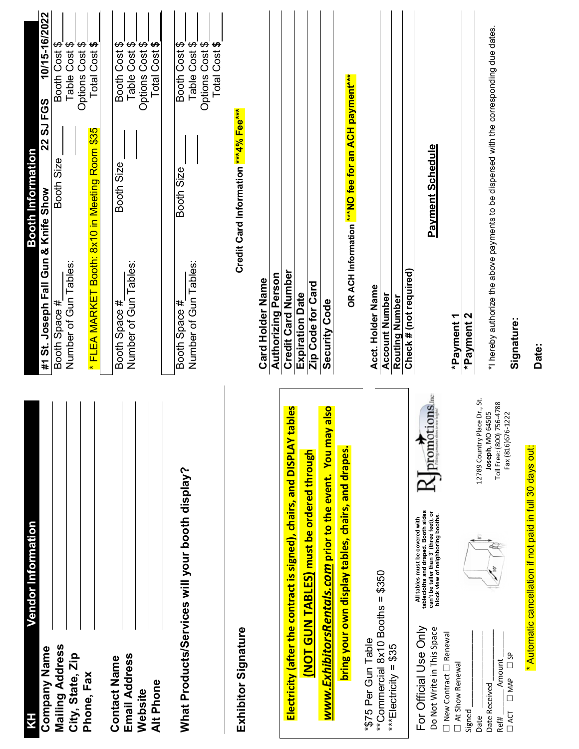## KH — Vendor Information

**Company Name** ____________________

**Mailing Address** ____________________

**City, State, Zip** ____________________

**Phone, Fax** ____________________

**Contact Name** ____________________

**Email Address** ____________________

**Website** ____________________

**Alt Phone** ____________________

**What Products/Services will your booth display?** ____________________

**Exhibitor Signature** ____________________

**Electricity (after the contract is signed), chairs, and DISPLAY tables (NOT GUN TABLES) must be ordered through *www.ExhibitorsRentals.com* prior to the event. You may also bring your own display tables, chairs, and drapes.**

*$75 Per Gun Table
**Commercial 8x10 Booths = $350
***Electricity = $35

All tables must be covered with tablecloths and draped. Booth sides can't be taller than 3' (three feet), or block view of neighboring booths.

For Official Use Only
Do Not Write in This Space
☐ New Contract ☐ Renewal
☐ At Show Renewal
Signed ____________
Date ____________
Date Received ____________
Ref# ______ Amount ______
☐ ACT ☐ MAP ☐ SP

RJ promotions, Inc.
12789 Country Place Dr., St. Joseph, MO 64505
Toll Free: (800) 756-4788
Fax (816)676-1222

* Automatic cancellation if not paid in full 30 days out.

## Booth Information

**#1 St. Joseph Fall Gun & Knife Show — 22 SJ FGS — 10/15-16/2022**

Booth Space # ______ Booth Size ______ Booth Cost $ ______
Number of Gun Tables: ______ Table Cost $ ______
Options Cost $ ______
* FLEA MARKET Booth: 8x10 in Meeting Room $35 — **Total Cost $** ______

Booth Space # ______ Booth Size ______ Booth Cost $ ______
Number of Gun Tables: ______ Table Cost $ ______
Options Cost $ ______
**Total Cost $** ______

Booth Space # ______ Booth Size ______ Booth Cost $ ______
Number of Gun Tables: ______ Table Cost $ ______
Options Cost $ ______
**Total Cost $** ______

**Credit Card Information** ***4% Fee***

**Card Holder Name** ____________________
**Authorizing Person** ____________________
**Credit Card Number** ____________________
**Expiration Date** ____________________
**Zip Code for Card** ____________________
**Security Code** ____________________

**OR ACH Information** ***NO fee for an ACH payment***

**Acct. Holder Name** ____________________
**Account Number** ____________________
**Routing Number** ____________________
**Check # (not required)** ____________________

**Payment Schedule**

***Payment 1** ____________________
***Payment 2** ____________________

*I hereby authorize the above payments to be dispersed with the corresponding due dates.

**Signature:** ____________________

**Date:** ____________________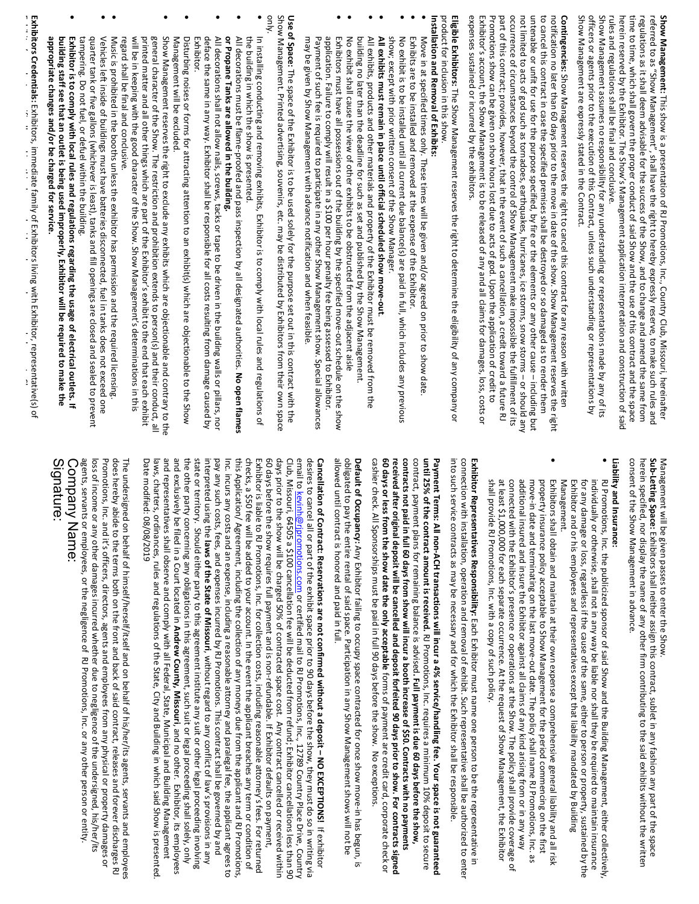**Show Management:** This show is a presentation of RJ Promotions, Inc., Country Club, Missouri, hereinafter referred to as "Show Management", shall have the right to hereby expressly reserve, to make such rules and regulations as it shall deem advisable for the success of the Show, and to change and amend the same from time to time, which shall govern the proper conduct of said Show and the use of this contract and the space herein reserved by the Exhibitor. The Show's Management application interpretation and construction of said rules and regulations shall be final and conclusive.

Show Management assumes no responsibility for any understanding or representations made by any of its officers or agents prior to the execution of this Contract, unless such understanding or representations by Show Management are expressly stated in the Contract.

**Contingencies:** Show Management reserves the right to cancel this contract for any reason with written notification no later than 60 days prior to the move in date of the show. Show Management reserves the right to cancel this contract in case the specified premises shall be destroyed or so damaged as to render them untenable or unfit for use for the purpose specified, by fire or the elements or any other cause – including but not limited to acts of god such as tornadoes, earthquakes, hurricanes, ice storms, snow storms – or should any occurrence of circumstances beyond the control of Show Management make impossible the fulfillment of its part of this contract, provides, however, that in the event of such a cancellation, a credit toward a future RJ Promotions show can be given on show hours lost due to acts of god. Upon the application of credit to Exhibitor's account, the Show Management is to be released of any and all claims for damages, loss, costs or expenses sustained or incurred by the exhibitors.

**Eligible Exhibitors:** The Show Management reserves the right to determine the eligibility of any company or product for inclusion in this show.

**Installation and Removal of Exhibits:**

- Move in at specified times only. These times will be given and/or agreed on prior to show date.
- Exhibits are to be installed and removed at the expense of the Exhibitor.
- No exhibit is to be installed until all current due balance(s) are paid in full, which includes any previous show; except with prior written consent of the Show Manager.
- **All exhibits must remain in place until official scheduled show move-out.**
- All exhibits, products and other materials and property of the Exhibitor must be removed from the building no later than the deadline for such as set and published by the Show Management.
- No exhibit shall cause the view of other exhibits to be obstructed from the adjacent aisle
- Exhibitors must have all possessions out of the building by the specified move-out schedule on the show application. Failure to comply will result in a $100 per hour penalty fee being assessed to Exhibitor. Payment of such fee is required to participate in any other Show Management show. Special allowances may be given by Show Management with advance notification and when feasible.

**Use of Space:** The space of the Exhibitor is to be used solely for the purpose set out in this contract with the Show Management. Printed advertising, souvenirs, etc. may be distributed by Exhibitors from their own space only.

- In installing conducting and removing exhibits, Exhibitor is to comply with local rules and regulations of the building in which the show is presented.
- All decorations must be flame-proofed and pass inspection by all designated authorities. **No open flames or Propane Tanks are allowed in the building.**
- All decorations shall not allow nails, screws, tacks or tape to be driven in the building walls or pillars, nor deface the same in any way. Exhibitor shall be responsible for all costs resulting from damage caused by Exhibitor.
- Disturbing noises or forms for attracting attention to an exhibit(s) which are objectionable to the Show Management will be excluded.
- Show Management reserves the right to exclude any exhibits which are objectionable and contrary to the general character of the Show. The restriction and prohibition extends to person(s) and their conduct, all printed matter and all other things which are part of the Exhibitor's exhibit to the end that each exhibit will be in keeping with the good character of the Show. Show Management's determinations in this regard shall be final and conclusive.
- Music is prohibited in the booths unless the exhibitor has permission and the required licensing.
- Vehicles left inside of buildings must have batteries disconnected, fuel in tanks does not exceed one quarter tank or five gallons (whichever is least), tanks and fill openings are closed and sealed to prevent tampering. Do not fuel, or defuel within the building.
- **Exhibitor is to comply with local rules and regulations regarding the usage of electrical outlets. If building staff see that an outlet is being used improperly, Exhibitor will be required to make the appropriate changes and/or be charged for service.**

**Exhibitors Credentials:** Exhibitors, immediate family of Exhibitors living with Exhibitor, representative(s) of Management will be given passes to enter the Show.

**Sub-Letting Space:** Exhibitors shall neither assign this contract, sublet in any fashion any part of the space herein specified, nor display the name of any other firm contributing to the said exhibits without the written consent of the Show Management in advance.

**Liability and Insurance:**

- RJ Promotions, Inc. the publicized sponsor of said Show and the Building Management, either collectively, individually or otherwise, shall not in any way be liable nor shall they be required to maintain insurance for any damage or loss, regardless if the cause of the same, either to person or property, sustained by the Exhibitor and or his employees and representatives except that liability mandated by Building Management.
- Exhibitors shall obtain and maintain at their own expense a comprehensive general liability and all risk property insurance policy acceptable to Show Management for the period commencing on the first move-in date and terminating on the last move-out date. The policy shall name RJ Promotions, Inc. as additional insured and insure the Exhibitor against all claims of any kind arising from or in any way connected with the Exhibitor's presence or operations at the Show. The policy shall provide coverage of at least $1,000,000 for each separate occurrence. At the request of Show Management, the Exhibitor shall provide RJ Promotions, Inc. with a copy of such policy.

**Exhibitor Representatives Responsibility:** Each Exhibitor must name one person to be the representative in connection with installation, operation and removal of exhibit. Such representative shall be authorized to enter into such service contracts as may be necessary and for which the Exhibitor shall be responsible.

**Payment Terms: All non-ACH transactions will incur a 4% service/handling fee. Your space is not guaranteed until 25% of the contract amount is received.** RJ Promotions, Inc. requires a minimum 10% deposit to secure contract, payment plans for remaining balance is advised. **Full payment is due 60 days before the show, contracts not paid in full 60 days from show will incur a booth increase of $50. Contracts with no payments received after original deposit will be cancelled and deposit forfeited 90 days prior to show. For contracts signed 60 days or less from the show date the only acceptable** forms of payment are credit card, corporate check or cashier check. All Sponsorships must be paid in full 90 days before the show. No exceptions.

**Default of Occupancy:** Any Exhibitor failing to occupy space contracted for once show move-in has begun, is obligated to pay the entire rental of said space. Participation in any Show Management shows will not be allowed until contract is honored and paid in full.

**Cancellation of Contract: Reservations are not confirmed without a deposit – NO EXCEPTIONS!** If exhibitor desires to cancel all or part of the exhibit space prior to 90 days before the show, they must do so in writing via email to kevinh@rjpromotions.com or certified mail to RJ Promotions, Inc, 12789 Country Place Drive, Country Club, Missouri, 64505 a $100 cancellation fee will be deducted from refund; Exhibitor cancellations less than 90 days prior to the show will be charged 50% of contracted space cost. Any contract cancelled or received within 60 days before the show requires full payment and is non-refundable. If Exhibitor defaults on payment, Exhibitor is liable to RJ Promotions, Inc. for collection costs, including reasonable attorney's fees. For returned checks, a $50 fee will be added to your account. In the event the applicant breaches any term or condition of this Application/ Agreement, including the collection of any moneys due from the applicant and RJ Promotions, Inc. incurs any costs and an expense, including a reasonable attorney and paralegal fee, the applicant agrees to pay any such costs, fees, and expenses incurred by RJ Promotions. This contract shall be governed by and interpreted using the **laws of the State of Missouri**, without regard to any conflict of law's provisions in any state or territory. Should either party to this agreement institute any suit or other legal proceeding involving the other party concerning any obligations in this agreement, such suit or legal proceeding shall solely, only and exclusively be filed in a Court located in **Andrew County, Missouri**, and no other. Exhibitor, its employees and representatives shall observe and comply with all Federal, State, Municipal and Building Management laws, charters, ordinances, rules and regulations of the State, City and Building in which said Show is presented. Date modified: 08/08/2019

The undersigned on behalf of himself/herself/itself and on behalf of his/her/its agents, servants and employees does hereby abide to the terms both on the front and back of said contract, releases and forever discharges RJ Promotions, Inc. and it's officers, directors, agents and employees from any physical or property damages or loss of income or any other damages incurred whether due to negligence of the undersigned, his/her/its agents, servants or employees, or the negligence of RJ Promotions, Inc. or any other person or entity.

Company Name:

Signature: